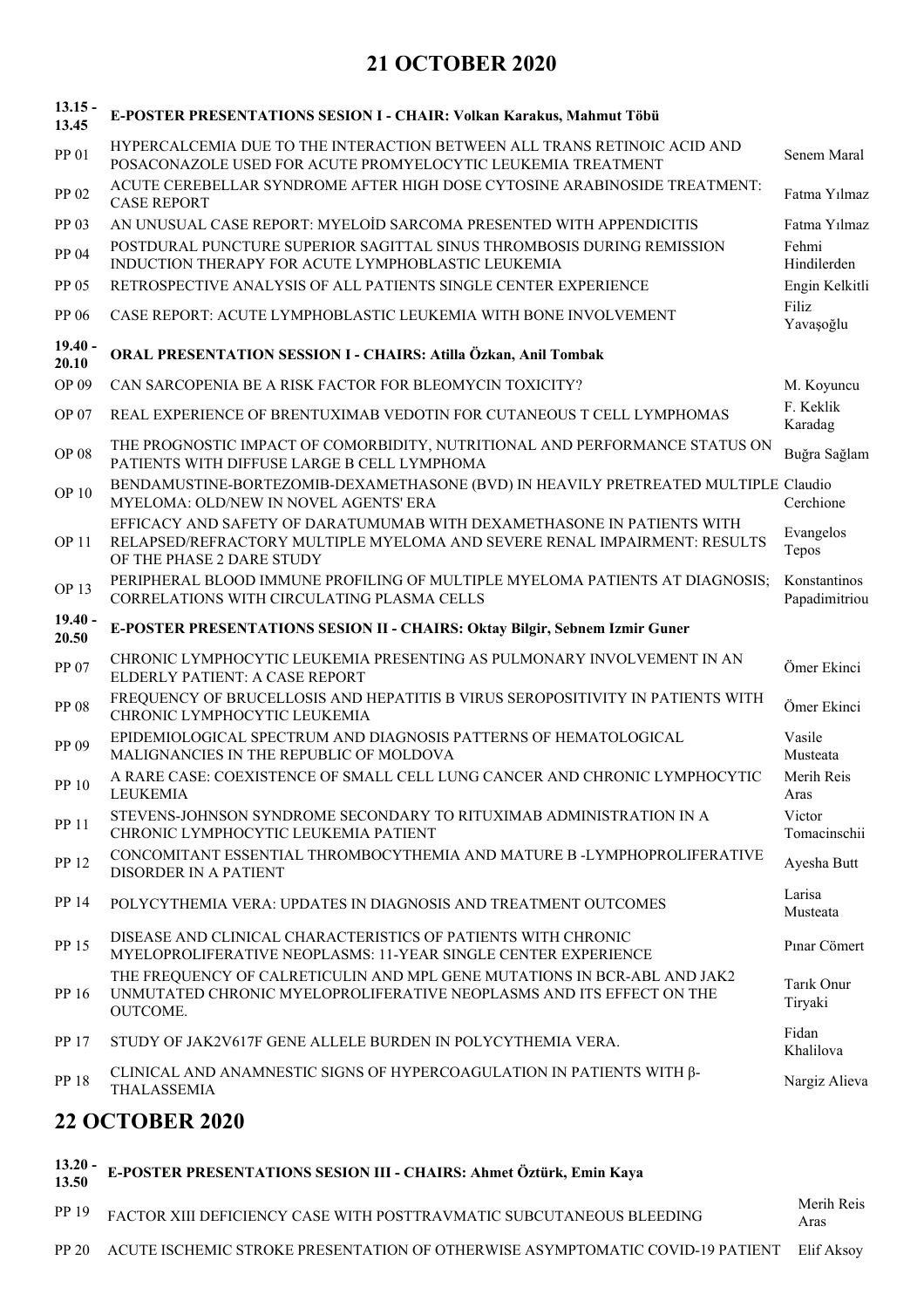# 21 OCTOBER 2020

| | | |
|---|---|---|
| **13.15 - 13.45** | **E-POSTER PRESENTATIONS SESION I - CHAIR: Volkan Karakus, Mahmut Töbü** | |
| PP 01 | HYPERCALCEMIA DUE TO THE INTERACTION BETWEEN ALL TRANS RETINOIC ACID AND POSACONAZOLE USED FOR ACUTE PROMYELOCYTIC LEUKEMIA TREATMENT | Senem Maral |
| PP 02 | ACUTE CEREBELLAR SYNDROME AFTER HIGH DOSE CYTOSINE ARABINOSIDE TREATMENT: CASE REPORT | Fatma Yılmaz |
| PP 03 | AN UNUSUAL CASE REPORT: MYELOİD SARCOMA PRESENTED WITH APPENDICITIS | Fatma Yılmaz |
| PP 04 | POSTDURAL PUNCTURE SUPERIOR SAGITTAL SINUS THROMBOSIS DURING REMISSION INDUCTION THERAPY FOR ACUTE LYMPHOBLASTIC LEUKEMIA | Fehmi Hindilerden |
| PP 05 | RETROSPECTIVE ANALYSIS OF ALL PATIENTS SINGLE CENTER EXPERIENCE | Engin Kelkitli |
| PP 06 | CASE REPORT: ACUTE LYMPHOBLASTIC LEUKEMIA WITH BONE INVOLVEMENT | Filiz Yavaşoğlu |
| **19.40 - 20.10** | **ORAL PRESENTATION SESSION I - CHAIRS: Atilla Özkan, Anil Tombak** | |
| OP 09 | CAN SARCOPENIA BE A RISK FACTOR FOR BLEOMYCIN TOXICITY? | M. Koyuncu |
| OP 07 | REAL EXPERIENCE OF BRENTUXIMAB VEDOTIN FOR CUTANEOUS T CELL LYMPHOMAS | F. Keklik Karadag |
| OP 08 | THE PROGNOSTIC IMPACT OF COMORBIDITY, NUTRITIONAL AND PERFORMANCE STATUS ON PATIENTS WITH DIFFUSE LARGE B CELL LYMPHOMA | Buğra Sağlam |
| OP 10 | BENDAMUSTINE-BORTEZOMIB-DEXAMETHASONE (BVD) IN HEAVILY PRETREATED MULTIPLE MYELOMA: OLD/NEW IN NOVEL AGENTS' ERA | Claudio Cerchione |
| OP 11 | EFFICACY AND SAFETY OF DARATUMUMAB WITH DEXAMETHASONE IN PATIENTS WITH RELAPSED/REFRACTORY MULTIPLE MYELOMA AND SEVERE RENAL IMPAIRMENT: RESULTS OF THE PHASE 2 DARE STUDY | Evangelos Tepos |
| OP 13 | PERIPHERAL BLOOD IMMUNE PROFILING OF MULTIPLE MYELOMA PATIENTS AT DIAGNOSIS; CORRELATIONS WITH CIRCULATING PLASMA CELLS | Konstantinos Papadimitriou |
| **19.40 - 20.50** | **E-POSTER PRESENTATIONS SESION II - CHAIRS: Oktay Bilgir, Sebnem Izmir Guner** | |
| PP 07 | CHRONIC LYMPHOCYTIC LEUKEMIA PRESENTING AS PULMONARY INVOLVEMENT IN AN ELDERLY PATIENT: A CASE REPORT | Ömer Ekinci |
| PP 08 | FREQUENCY OF BRUCELLOSIS AND HEPATITIS B VIRUS SEROPOSITIVITY IN PATIENTS WITH CHRONIC LYMPHOCYTIC LEUKEMIA | Ömer Ekinci |
| PP 09 | EPIDEMIOLOGICAL SPECTRUM AND DIAGNOSIS PATTERNS OF HEMATOLOGICAL MALIGNANCIES IN THE REPUBLIC OF MOLDOVA | Vasile Musteata |
| PP 10 | A RARE CASE: COEXISTENCE OF SMALL CELL LUNG CANCER AND CHRONIC LYMPHOCYTIC LEUKEMIA | Merih Reis Aras |
| PP 11 | STEVENS-JOHNSON SYNDROME SECONDARY TO RITUXIMAB ADMINISTRATION IN A CHRONIC LYMPHOCYTIC LEUKEMIA PATIENT | Victor Tomacinschii |
| PP 12 | CONCOMITANT ESSENTIAL THROMBOCYTHEMIA AND MATURE B -LYMPHOPROLIFERATIVE DISORDER IN A PATIENT | Ayesha Butt |
| PP 14 | POLYCYTHEMIA VERA: UPDATES IN DIAGNOSIS AND TREATMENT OUTCOMES | Larisa Musteata |
| PP 15 | DISEASE AND CLINICAL CHARACTERISTICS OF PATIENTS WITH CHRONIC MYELOPROLIFERATIVE NEOPLASMS: 11-YEAR SINGLE CENTER EXPERIENCE | Pınar Cömert |
| PP 16 | THE FREQUENCY OF CALRETICULIN AND MPL GENE MUTATIONS IN BCR-ABL AND JAK2 UNMUTATED CHRONIC MYELOPROLIFERATIVE NEOPLASMS AND ITS EFFECT ON THE OUTCOME. | Tarık Onur Tiryaki |
| PP 17 | STUDY OF JAK2V617F GENE ALLELE BURDEN IN POLYCYTHEMIA VERA. | Fidan Khalilova |
| PP 18 | CLINICAL AND ANAMNESTIC SIGNS OF HYPERCOAGULATION IN PATIENTS WITH β-THALASSEMIA | Nargiz Alieva |

# 22 OCTOBER 2020

| | | |
|---|---|---|
| **13.20 - 13.50** | **E-POSTER PRESENTATIONS SESION III - CHAIRS: Ahmet Öztürk, Emin Kaya** | |
| PP 19 | FACTOR XIII DEFICIENCY CASE WITH POSTTRAVMATIC SUBCUTANEOUS BLEEDING | Merih Reis Aras |
| PP 20 | ACUTE ISCHEMIC STROKE PRESENTATION OF OTHERWISE ASYMPTOMATIC COVID-19 PATIENT | Elif Aksoy |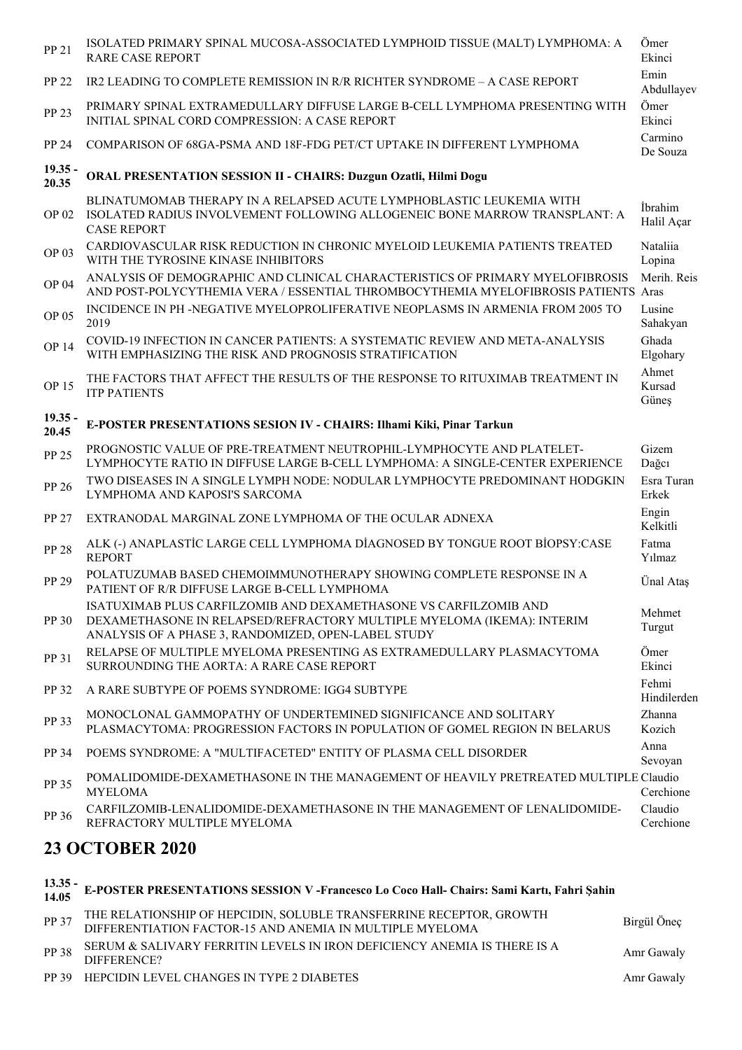| | | |
|---|---|---|
| PP 21 | ISOLATED PRIMARY SPINAL MUCOSA-ASSOCIATED LYMPHOID TISSUE (MALT) LYMPHOMA: A RARE CASE REPORT | Ömer Ekinci |
| PP 22 | IR2 LEADING TO COMPLETE REMISSION IN R/R RICHTER SYNDROME – A CASE REPORT | Emin Abdullayev |
| PP 23 | PRIMARY SPINAL EXTRAMEDULLARY DIFFUSE LARGE B-CELL LYMPHOMA PRESENTING WITH INITIAL SPINAL CORD COMPRESSION: A CASE REPORT | Ömer Ekinci |
| PP 24 | COMPARISON OF 68GA-PSMA AND 18F-FDG PET/CT UPTAKE IN DIFFERENT LYMPHOMA | Carmino De Souza |
| **19.35 - 20.35** | **ORAL PRESENTATION SESSION II - CHAIRS: Duzgun Ozatli, Hilmi Dogu** | |
| OP 02 | BLINATUMOMAB THERAPY IN A RELAPSED ACUTE LYMPHOBLASTIC LEUKEMIA WITH ISOLATED RADIUS INVOLVEMENT FOLLOWING ALLOGENEIC BONE MARROW TRANSPLANT: A CASE REPORT | İbrahim Halil Açar |
| OP 03 | CARDIOVASCULAR RISK REDUCTION IN CHRONIC MYELOID LEUKEMIA PATIENTS TREATED WITH THE TYROSINE KINASE INHIBITORS | Nataliia Lopina |
| OP 04 | ANALYSIS OF DEMOGRAPHIC AND CLINICAL CHARACTERISTICS OF PRIMARY MYELOFIBROSIS AND POST-POLYCYTHEMIA VERA / ESSENTIAL THROMBOCYTHEMIA MYELOFIBROSIS PATIENTS | Merih. Reis Aras |
| OP 05 | INCIDENCE IN PH -NEGATIVE MYELOPROLIFERATIVE NEOPLASMS IN ARMENIA FROM 2005 TO 2019 | Lusine Sahakyan |
| OP 14 | COVID-19 INFECTION IN CANCER PATIENTS: A SYSTEMATIC REVIEW AND META-ANALYSIS WITH EMPHASIZING THE RISK AND PROGNOSIS STRATIFICATION | Ghada Elgohary |
| OP 15 | THE FACTORS THAT AFFECT THE RESULTS OF THE RESPONSE TO RITUXIMAB TREATMENT IN ITP PATIENTS | Ahmet Kursad Güneş |
| **19.35 - 20.45** | **E-POSTER PRESENTATIONS SESION IV - CHAIRS: Ilhami Kiki, Pinar Tarkun** | |
| PP 25 | PROGNOSTIC VALUE OF PRE-TREATMENT NEUTROPHIL-LYMPHOCYTE AND PLATELET-LYMPHOCYTE RATIO IN DIFFUSE LARGE B-CELL LYMPHOMA: A SINGLE-CENTER EXPERIENCE | Gizem Dağcı |
| PP 26 | TWO DISEASES IN A SINGLE LYMPH NODE: NODULAR LYMPHOCYTE PREDOMINANT HODGKIN LYMPHOMA AND KAPOSI'S SARCOMA | Esra Turan Erkek |
| PP 27 | EXTRANODAL MARGINAL ZONE LYMPHOMA OF THE OCULAR ADNEXA | Engin Kelkitli |
| PP 28 | ALK (-) ANAPLASTİC LARGE CELL LYMPHOMA DİAGNOSED BY TONGUE ROOT BİOPSY:CASE REPORT | Fatma Yılmaz |
| PP 29 | POLATUZUMAB BASED CHEMOIMMUNOTHERAPY SHOWING COMPLETE RESPONSE IN A PATIENT OF R/R DIFFUSE LARGE B-CELL LYMPHOMA | Ünal Ataş |
| PP 30 | ISATUXIMAB PLUS CARFILZOMIB AND DEXAMETHASONE VS CARFILZOMIB AND DEXAMETHASONE IN RELAPSED/REFRACTORY MULTIPLE MYELOMA (IKEMA): INTERIM ANALYSIS OF A PHASE 3, RANDOMIZED, OPEN-LABEL STUDY | Mehmet Turgut |
| PP 31 | RELAPSE OF MULTIPLE MYELOMA PRESENTING AS EXTRAMEDULLARY PLASMACYTOMA SURROUNDING THE AORTA: A RARE CASE REPORT | Ömer Ekinci |
| PP 32 | A RARE SUBTYPE OF POEMS SYNDROME: IGG4 SUBTYPE | Fehmi Hindilerden |
| PP 33 | MONOCLONAL GAMMOPATHY OF UNDERTEMINED SIGNIFICANCE AND SOLITARY PLASMACYTOMA: PROGRESSION FACTORS IN POPULATION OF GOMEL REGION IN BELARUS | Zhanna Kozich |
| PP 34 | POEMS SYNDROME: A "MULTIFACETED" ENTITY OF PLASMA CELL DISORDER | Anna Sevoyan |
| PP 35 | POMALIDOMIDE-DEXAMETHASONE IN THE MANAGEMENT OF HEAVILY PRETREATED MULTIPLE MYELOMA | Claudio Cerchione |
| PP 36 | CARFILZOMIB-LENALIDOMIDE-DEXAMETHASONE IN THE MANAGEMENT OF LENALIDOMIDE-REFRACTORY MULTIPLE MYELOMA | Claudio Cerchione |

## 23 OCTOBER 2020

| | | |
|---|---|---|
| **13.35 - 14.05** | **E-POSTER PRESENTATIONS SESSION V -Francesco Lo Coco Hall- Chairs: Sami Kartı, Fahri Şahin** | |
| PP 37 | THE RELATIONSHIP OF HEPCIDIN, SOLUBLE TRANSFERRINE RECEPTOR, GROWTH DIFFERENTIATION FACTOR-15 AND ANEMIA IN MULTIPLE MYELOMA | Birgül Öneç |
| PP 38 | SERUM & SALIVARY FERRITIN LEVELS IN IRON DEFICIENCY ANEMIA IS THERE IS A DIFFERENCE? | Amr Gawaly |
| PP 39 | HEPCIDIN LEVEL CHANGES IN TYPE 2 DIABETES | Amr Gawaly |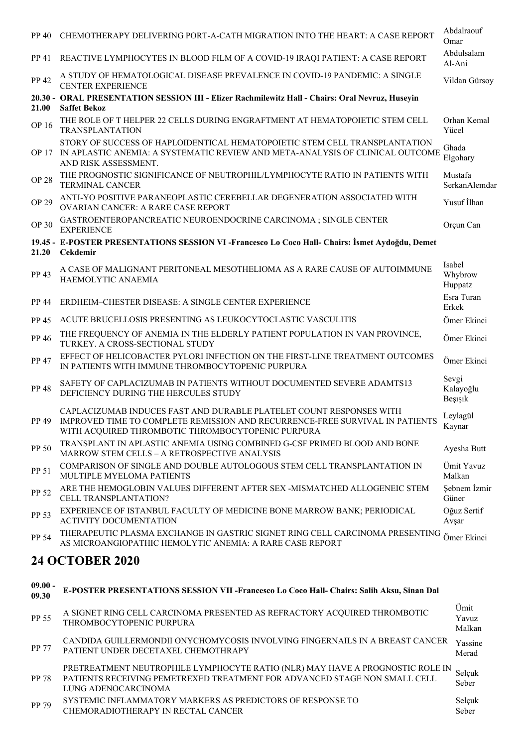| | | |
|---|---|---|
| PP 40 | CHEMOTHERAPY DELIVERING PORT-A-CATH MIGRATION INTO THE HEART: A CASE REPORT | Abdalraouf Omar |
| PP 41 | REACTIVE LYMPHOCYTES IN BLOOD FILM OF A COVID-19 IRAQI PATIENT: A CASE REPORT | Abdulsalam Al-Ani |
| PP 42 | A STUDY OF HEMATOLOGICAL DISEASE PREVALENCE IN COVID-19 PANDEMIC: A SINGLE CENTER EXPERIENCE | Vildan Gürsoy |
| **20.30 - 21.00** | **ORAL PRESENTATION SESSION III - Elizer Rachmilewitz Hall - Chairs: Oral Nevruz, Huseyin Saffet Bekoz** | |
| OP 16 | THE ROLE OF T HELPER 22 CELLS DURING ENGRAFTMENT AT HEMATOPOIETIC STEM CELL TRANSPLANTATION | Orhan Kemal Yücel |
| OP 17 | STORY OF SUCCESS OF HAPLOIDENTICAL HEMATOPOIETIC STEM CELL TRANSPLANTATION IN APLASTIC ANEMIA: A SYSTEMATIC REVIEW AND META-ANALYSIS OF CLINICAL OUTCOME AND RISK ASSESSMENT. | Ghada Elgohary |
| OP 28 | THE PROGNOSTIC SIGNIFICANCE OF NEUTROPHIL/LYMPHOCYTE RATIO IN PATIENTS WITH TERMINAL CANCER | Mustafa SerkanAlemdar |
| OP 29 | ANTI-YO POSITIVE PARANEOPLASTIC CEREBELLAR DEGENERATION ASSOCIATED WITH OVARIAN CANCER: A RARE CASE REPORT | Yusuf İlhan |
| OP 30 | GASTROENTEROPANCREATIC NEUROENDOCRINE CARCINOMA ; SINGLE CENTER EXPERIENCE | Orçun Can |
| **19.45 - 21.20** | **E-POSTER PRESENTATIONS SESSION VI -Francesco Lo Coco Hall- Chairs: İsmet Aydoğdu, Demet Cekdemir** | |
| PP 43 | A CASE OF MALIGNANT PERITONEAL MESOTHELIOMA AS A RARE CAUSE OF AUTOIMMUNE HAEMOLYTIC ANAEMIA | Isabel Whybrow Huppatz |
| PP 44 | ERDHEIM–CHESTER DISEASE: A SINGLE CENTER EXPERIENCE | Esra Turan Erkek |
| PP 45 | ACUTE BRUCELLOSIS PRESENTING AS LEUKOCYTOCLASTIC VASCULITIS | Ömer Ekinci |
| PP 46 | THE FREQUENCY OF ANEMIA IN THE ELDERLY PATIENT POPULATION IN VAN PROVINCE, TURKEY. A CROSS-SECTIONAL STUDY | Ömer Ekinci |
| PP 47 | EFFECT OF HELICOBACTER PYLORI INFECTION ON THE FIRST-LINE TREATMENT OUTCOMES IN PATIENTS WITH IMMUNE THROMBOCYTOPENIC PURPURA | Ömer Ekinci |
| PP 48 | SAFETY OF CAPLACIZUMAB IN PATIENTS WITHOUT DOCUMENTED SEVERE ADAMTS13 DEFICIENCY DURING THE HERCULES STUDY | Sevgi Kalayoğlu Beşışık |
| PP 49 | CAPLACIZUMAB INDUCES FAST AND DURABLE PLATELET COUNT RESPONSES WITH IMPROVED TIME TO COMPLETE REMISSION AND RECURRENCE-FREE SURVIVAL IN PATIENTS WITH ACQUIRED THROMBOTIC THROMBOCYTOPENIC PURPURA | Leylagül Kaynar |
| PP 50 | TRANSPLANT IN APLASTIC ANEMIA USING COMBINED G-CSF PRIMED BLOOD AND BONE MARROW STEM CELLS – A RETROSPECTIVE ANALYSIS | Ayesha Butt |
| PP 51 | COMPARISON OF SINGLE AND DOUBLE AUTOLOGOUS STEM CELL TRANSPLANTATION IN MULTIPLE MYELOMA PATIENTS | Ümit Yavuz Malkan |
| PP 52 | ARE THE HEMOGLOBIN VALUES DIFFERENT AFTER SEX -MISMATCHED ALLOGENEIC STEM CELL TRANSPLANTATION? | Şebnem İzmir Güner |
| PP 53 | EXPERIENCE OF ISTANBUL FACULTY OF MEDICINE BONE MARROW BANK; PERIODICAL ACTIVITY DOCUMENTATION | Oğuz Sertif Avşar |
| PP 54 | THERAPEUTIC PLASMA EXCHANGE IN GASTRIC SIGNET RING CELL CARCINOMA PRESENTING AS MICROANGIOPATHIC HEMOLYTIC ANEMIA: A RARE CASE REPORT | Ömer Ekinci |

## 24 OCTOBER 2020

| | | |
|---|---|---|
| **09.00 - 09.30** | **E-POSTER PRESENTATIONS SESSION VII -Francesco Lo Coco Hall- Chairs: Salih Aksu, Sinan Dal** | |
| PP 55 | A SIGNET RING CELL CARCINOMA PRESENTED AS REFRACTORY ACQUIRED THROMBOTIC THROMBOCYTOPENIC PURPURA | Ümit Yavuz Malkan |
| PP 77 | CANDIDA GUILLERMONDII ONYCHOMYCOSIS INVOLVING FINGERNAILS IN A BREAST CANCER PATIENT UNDER DECETAXEL CHEMOTHRAPY | Yassine Merad |
| PP 78 | PRETREATMENT NEUTROPHILE LYMPHOCYTE RATIO (NLR) MAY HAVE A PROGNOSTIC ROLE IN PATIENTS RECEIVING PEMETREXED TREATMENT FOR ADVANCED STAGE NON SMALL CELL LUNG ADENOCARCINOMA | Selçuk Seber |
| PP 79 | SYSTEMIC INFLAMMATORY MARKERS AS PREDICTORS OF RESPONSE TO CHEMORADIOTHERAPY IN RECTAL CANCER | Selçuk Seber |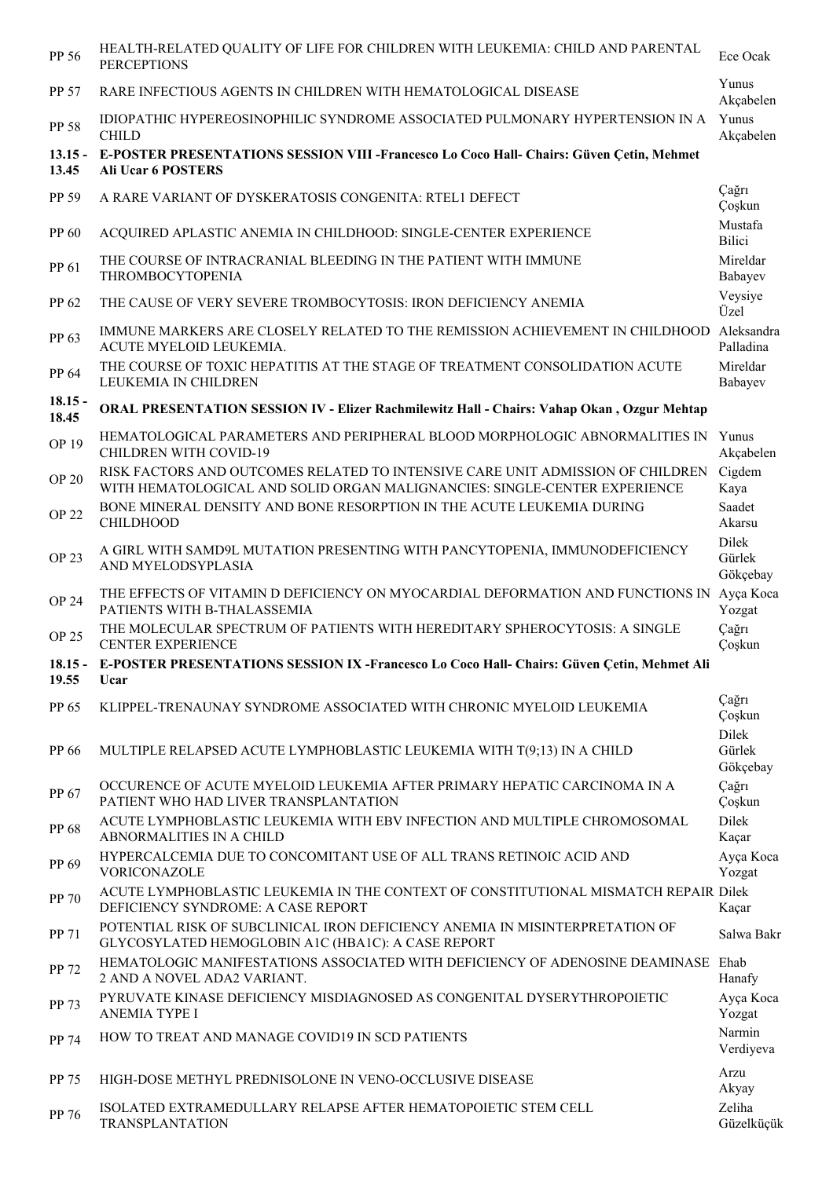| | | |
|---|---|---|
| PP 56 | HEALTH-RELATED QUALITY OF LIFE FOR CHILDREN WITH LEUKEMIA: CHILD AND PARENTAL PERCEPTIONS | Ece Ocak |
| PP 57 | RARE INFECTIOUS AGENTS IN CHILDREN WITH HEMATOLOGICAL DISEASE | Yunus Akçabelen |
| PP 58 | IDIOPATHIC HYPEREOSINOPHILIC SYNDROME ASSOCIATED PULMONARY HYPERTENSION IN A CHILD | Yunus Akçabelen |
| **13.15 - 13.45** | **E-POSTER PRESENTATIONS SESSION VIII -Francesco Lo Coco Hall- Chairs: Güven Çetin, Mehmet Ali Ucar 6 POSTERS** | |
| PP 59 | A RARE VARIANT OF DYSKERATOSIS CONGENITA: RTEL1 DEFECT | Çağrı Çoşkun |
| PP 60 | ACQUIRED APLASTIC ANEMIA IN CHILDHOOD: SINGLE-CENTER EXPERIENCE | Mustafa Bilici |
| PP 61 | THE COURSE OF INTRACRANIAL BLEEDING IN THE PATIENT WITH IMMUNE THROMBOCYTOPENIA | Mireldar Babayev |
| PP 62 | THE CAUSE OF VERY SEVERE TROMBOCYTOSIS: IRON DEFICIENCY ANEMIA | Veysiye Üzel |
| PP 63 | IMMUNE MARKERS ARE CLOSELY RELATED TO THE REMISSION ACHIEVEMENT IN CHILDHOOD ACUTE MYELOID LEUKEMIA. | Aleksandra Palladina |
| PP 64 | THE COURSE OF TOXIC HEPATITIS AT THE STAGE OF TREATMENT CONSOLIDATION ACUTE LEUKEMIA IN CHILDREN | Mireldar Babayev |
| **18.15 - 18.45** | **ORAL PRESENTATION SESSION IV - Elizer Rachmilewitz Hall - Chairs: Vahap Okan , Ozgur Mehtap** | |
| OP 19 | HEMATOLOGICAL PARAMETERS AND PERIPHERAL BLOOD MORPHOLOGIC ABNORMALITIES IN CHILDREN WITH COVID-19 | Yunus Akçabelen |
| OP 20 | RISK FACTORS AND OUTCOMES RELATED TO INTENSIVE CARE UNIT ADMISSION OF CHILDREN WITH HEMATOLOGICAL AND SOLID ORGAN MALIGNANCIES: SINGLE-CENTER EXPERIENCE | Cigdem Kaya |
| OP 22 | BONE MINERAL DENSITY AND BONE RESORPTION IN THE ACUTE LEUKEMIA DURING CHILDHOOD | Saadet Akarsu |
| OP 23 | A GIRL WITH SAMD9L MUTATION PRESENTING WITH PANCYTOPENIA, IMMUNODEFICIENCY AND MYELODSYPLASIA | Dilek Gürlek Gökçebay |
| OP 24 | THE EFFECTS OF VITAMIN D DEFICIENCY ON MYOCARDIAL DEFORMATION AND FUNCTIONS IN PATIENTS WITH B-THALASSEMIA | Ayça Koca Yozgat |
| OP 25 | THE MOLECULAR SPECTRUM OF PATIENTS WITH HEREDITARY SPHEROCYTOSIS: A SINGLE CENTER EXPERIENCE | Çağrı Çoşkun |
| **18.15 - 19.55** | **E-POSTER PRESENTATIONS SESSION IX -Francesco Lo Coco Hall- Chairs: Güven Çetin, Mehmet Ali Ucar** | |
| PP 65 | KLIPPEL-TRENAUNAY SYNDROME ASSOCIATED WITH CHRONIC MYELOID LEUKEMIA | Çağrı Çoşkun |
| PP 66 | MULTIPLE RELAPSED ACUTE LYMPHOBLASTIC LEUKEMIA WITH T(9;13) IN A CHILD | Dilek Gürlek Gökçebay |
| PP 67 | OCCURENCE OF ACUTE MYELOID LEUKEMIA AFTER PRIMARY HEPATIC CARCINOMA IN A PATIENT WHO HAD LIVER TRANSPLANTATION | Çağrı Çoşkun |
| PP 68 | ACUTE LYMPHOBLASTIC LEUKEMIA WITH EBV INFECTION AND MULTIPLE CHROMOSOMAL ABNORMALITIES IN A CHILD | Dilek Kaçar |
| PP 69 | HYPERCALCEMIA DUE TO CONCOMITANT USE OF ALL TRANS RETINOIC ACID AND VORICONAZOLE | Ayça Koca Yozgat |
| PP 70 | ACUTE LYMPHOBLASTIC LEUKEMIA IN THE CONTEXT OF CONSTITUTIONAL MISMATCH REPAIR DEFICIENCY SYNDROME: A CASE REPORT | Dilek Kaçar |
| PP 71 | POTENTIAL RISK OF SUBCLINICAL IRON DEFICIENCY ANEMIA IN MISINTERPRETATION OF GLYCOSYLATED HEMOGLOBIN A1C (HBA1C): A CASE REPORT | Salwa Bakr |
| PP 72 | HEMATOLOGIC MANIFESTATIONS ASSOCIATED WITH DEFICIENCY OF ADENOSINE DEAMINASE 2 AND A NOVEL ADA2 VARIANT. | Ehab Hanafy |
| PP 73 | PYRUVATE KINASE DEFICIENCY MISDIAGNOSED AS CONGENITAL DYSERYTHROPOIETIC ANEMIA TYPE I | Ayça Koca Yozgat |
| PP 74 | HOW TO TREAT AND MANAGE COVID19 IN SCD PATIENTS | Narmin Verdiyeva |
| PP 75 | HIGH-DOSE METHYL PREDNISOLONE IN VENO-OCCLUSIVE DISEASE | Arzu Akyay |
| PP 76 | ISOLATED EXTRAMEDULLARY RELAPSE AFTER HEMATOPOIETIC STEM CELL TRANSPLANTATION | Zeliha Güzelküçük |